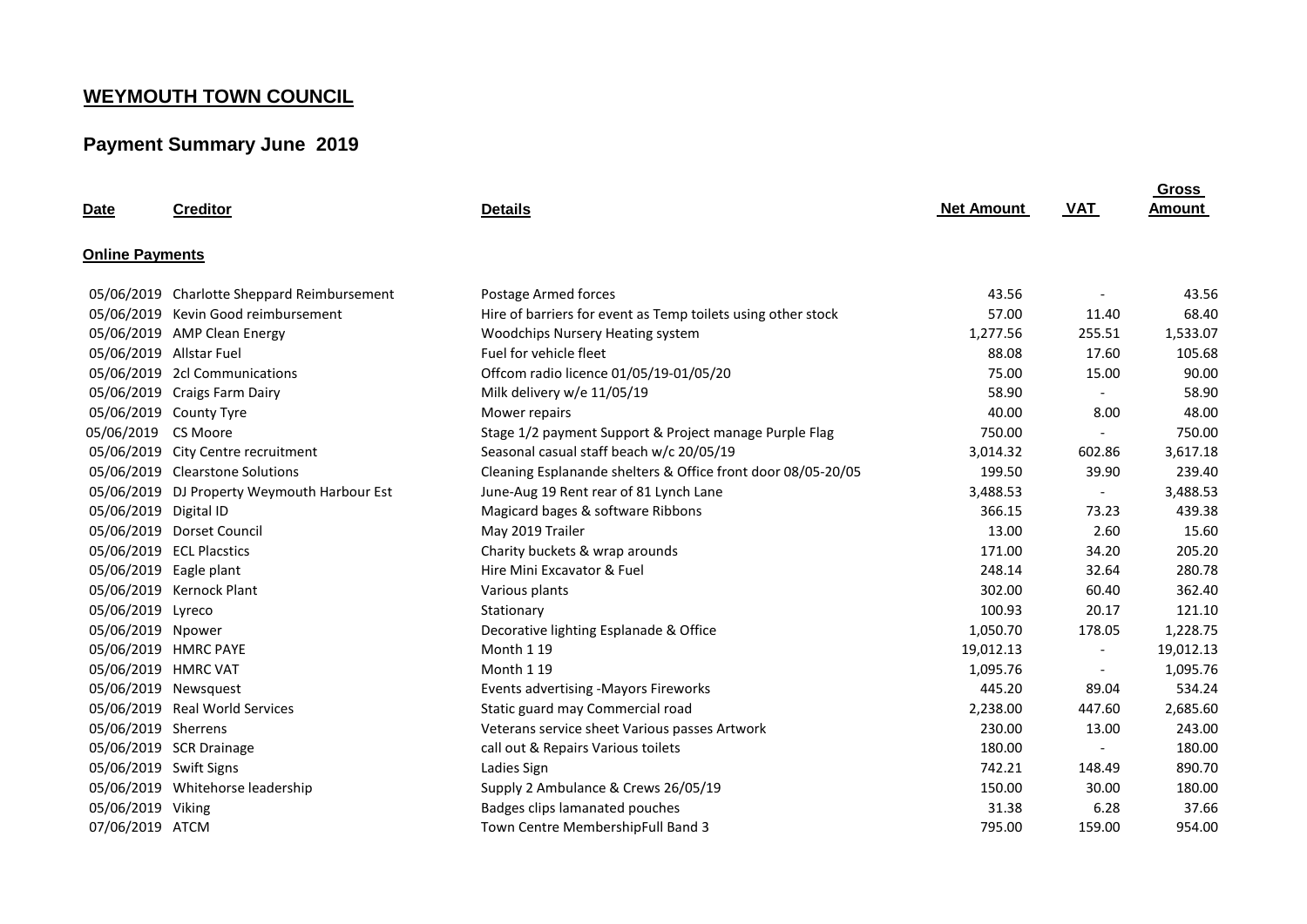## WEYMOUTH TOWN COUNCIL

## Payment Summary June 2019

| Date | Creditor | Details | Net Amount | VAT | Gross Amount |
|---|---|---|---|---|---|
| **Online Payments** | | | | | |
| 05/06/2019 | Charlotte Sheppard Reimbursement | Postage Armed forces | 43.56 | - | 43.56 |
| 05/06/2019 | Kevin Good reimbursement | Hire of barriers for event as Temp toilets using other stock | 57.00 | 11.40 | 68.40 |
| 05/06/2019 | AMP Clean Energy | Woodchips Nursery Heating system | 1,277.56 | 255.51 | 1,533.07 |
| 05/06/2019 | Allstar Fuel | Fuel for vehicle fleet | 88.08 | 17.60 | 105.68 |
| 05/06/2019 | 2cl Communications | Offcom radio licence 01/05/19-01/05/20 | 75.00 | 15.00 | 90.00 |
| 05/06/2019 | Craigs Farm Dairy | Milk delivery w/e 11/05/19 | 58.90 | - | 58.90 |
| 05/06/2019 | County Tyre | Mower repairs | 40.00 | 8.00 | 48.00 |
| 05/06/2019 | CS Moore | Stage 1/2 payment Support & Project manage Purple Flag | 750.00 | - | 750.00 |
| 05/06/2019 | City Centre recruitment | Seasonal casual staff beach w/c 20/05/19 | 3,014.32 | 602.86 | 3,617.18 |
| 05/06/2019 | Clearstone Solutions | Cleaning Esplanande shelters & Office front door 08/05-20/05 | 199.50 | 39.90 | 239.40 |
| 05/06/2019 | DJ Property Weymouth Harbour Est | June-Aug 19 Rent rear of 81 Lynch Lane | 3,488.53 | - | 3,488.53 |
| 05/06/2019 | Digital ID | Magicard bages & software Ribbons | 366.15 | 73.23 | 439.38 |
| 05/06/2019 | Dorset Council | May 2019 Trailer | 13.00 | 2.60 | 15.60 |
| 05/06/2019 | ECL Placstics | Charity buckets & wrap arounds | 171.00 | 34.20 | 205.20 |
| 05/06/2019 | Eagle plant | Hire Mini Excavator & Fuel | 248.14 | 32.64 | 280.78 |
| 05/06/2019 | Kernock Plant | Various plants | 302.00 | 60.40 | 362.40 |
| 05/06/2019 | Lyreco | Stationary | 100.93 | 20.17 | 121.10 |
| 05/06/2019 | Npower | Decorative lighting Esplanade & Office | 1,050.70 | 178.05 | 1,228.75 |
| 05/06/2019 | HMRC PAYE | Month 1 19 | 19,012.13 | - | 19,012.13 |
| 05/06/2019 | HMRC VAT | Month 1 19 | 1,095.76 | - | 1,095.76 |
| 05/06/2019 | Newsquest | Events advertising -Mayors Fireworks | 445.20 | 89.04 | 534.24 |
| 05/06/2019 | Real World Services | Static guard may Commercial road | 2,238.00 | 447.60 | 2,685.60 |
| 05/06/2019 | Sherrens | Veterans service sheet Various passes Artwork | 230.00 | 13.00 | 243.00 |
| 05/06/2019 | SCR Drainage | call out & Repairs Various toilets | 180.00 | - | 180.00 |
| 05/06/2019 | Swift Signs | Ladies Sign | 742.21 | 148.49 | 890.70 |
| 05/06/2019 | Whitehorse leadership | Supply 2 Ambulance & Crews 26/05/19 | 150.00 | 30.00 | 180.00 |
| 05/06/2019 | Viking | Badges clips lamanated pouches | 31.38 | 6.28 | 37.66 |
| 07/06/2019 | ATCM | Town Centre MembershipFull Band 3 | 795.00 | 159.00 | 954.00 |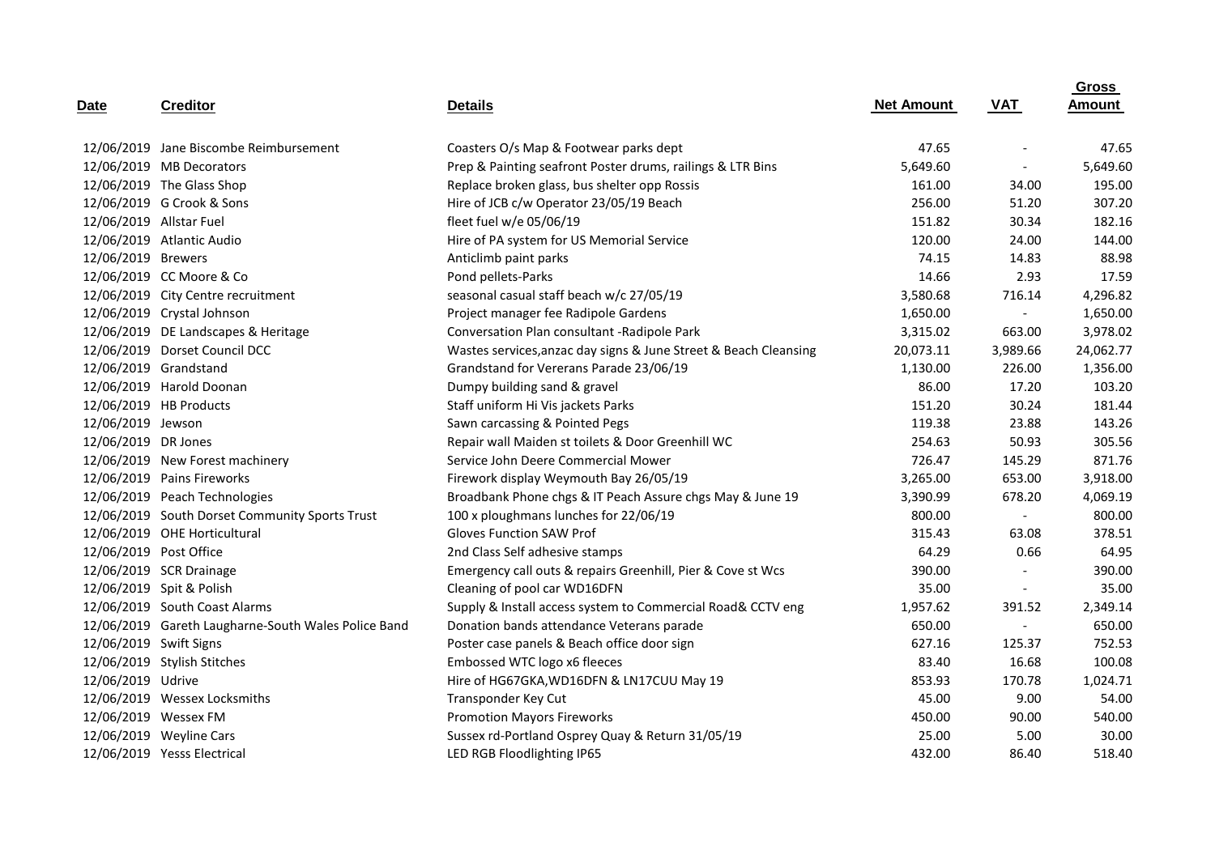| Date | Creditor | Details | Net Amount | VAT | Gross Amount |
|---|---|---|---|---|---|
| 12/06/2019 | Jane Biscombe Reimbursement | Coasters O/s Map & Footwear parks dept | 47.65 | - | 47.65 |
| 12/06/2019 | MB Decorators | Prep & Painting seafront Poster drums, railings & LTR Bins | 5,649.60 | - | 5,649.60 |
| 12/06/2019 | The Glass Shop | Replace broken glass, bus shelter opp Rossis | 161.00 | 34.00 | 195.00 |
| 12/06/2019 | G Crook & Sons | Hire of JCB c/w Operator 23/05/19 Beach | 256.00 | 51.20 | 307.20 |
| 12/06/2019 | Allstar Fuel | fleet fuel w/e 05/06/19 | 151.82 | 30.34 | 182.16 |
| 12/06/2019 | Atlantic Audio | Hire of PA system for US Memorial Service | 120.00 | 24.00 | 144.00 |
| 12/06/2019 | Brewers | Anticlimb paint parks | 74.15 | 14.83 | 88.98 |
| 12/06/2019 | CC Moore & Co | Pond pellets-Parks | 14.66 | 2.93 | 17.59 |
| 12/06/2019 | City Centre recruitment | seasonal casual staff beach w/c 27/05/19 | 3,580.68 | 716.14 | 4,296.82 |
| 12/06/2019 | Crystal Johnson | Project manager fee Radipole Gardens | 1,650.00 | - | 1,650.00 |
| 12/06/2019 | DE Landscapes & Heritage | Conversation Plan consultant -Radipole Park | 3,315.02 | 663.00 | 3,978.02 |
| 12/06/2019 | Dorset Council DCC | Wastes services,anzac day signs & June Street & Beach Cleansing | 20,073.11 | 3,989.66 | 24,062.77 |
| 12/06/2019 | Grandstand | Grandstand for Vererans Parade 23/06/19 | 1,130.00 | 226.00 | 1,356.00 |
| 12/06/2019 | Harold Doonan | Dumpy building sand & gravel | 86.00 | 17.20 | 103.20 |
| 12/06/2019 | HB Products | Staff uniform Hi Vis jackets Parks | 151.20 | 30.24 | 181.44 |
| 12/06/2019 | Jewson | Sawn carcassing & Pointed Pegs | 119.38 | 23.88 | 143.26 |
| 12/06/2019 | DR Jones | Repair wall Maiden st toilets & Door Greenhill WC | 254.63 | 50.93 | 305.56 |
| 12/06/2019 | New Forest machinery | Service John Deere Commercial Mower | 726.47 | 145.29 | 871.76 |
| 12/06/2019 | Pains Fireworks | Firework display Weymouth Bay 26/05/19 | 3,265.00 | 653.00 | 3,918.00 |
| 12/06/2019 | Peach Technologies | Broadbank Phone chgs & IT Peach Assure chgs May & June 19 | 3,390.99 | 678.20 | 4,069.19 |
| 12/06/2019 | South Dorset Community Sports Trust | 100 x ploughmans lunches for 22/06/19 | 800.00 | - | 800.00 |
| 12/06/2019 | OHE Horticultural | Gloves Function SAW Prof | 315.43 | 63.08 | 378.51 |
| 12/06/2019 | Post Office | 2nd Class Self adhesive stamps | 64.29 | 0.66 | 64.95 |
| 12/06/2019 | SCR Drainage | Emergency call outs & repairs Greenhill, Pier & Cove st Wcs | 390.00 | - | 390.00 |
| 12/06/2019 | Spit & Polish | Cleaning of pool car WD16DFN | 35.00 | - | 35.00 |
| 12/06/2019 | South Coast Alarms | Supply & Install access system to Commercial Road& CCTV eng | 1,957.62 | 391.52 | 2,349.14 |
| 12/06/2019 | Gareth Laugharne-South Wales Police Band | Donation bands attendance Veterans parade | 650.00 | - | 650.00 |
| 12/06/2019 | Swift Signs | Poster case panels & Beach office door sign | 627.16 | 125.37 | 752.53 |
| 12/06/2019 | Stylish Stitches | Embossed WTC logo x6 fleeces | 83.40 | 16.68 | 100.08 |
| 12/06/2019 | Udrive | Hire of HG67GKA,WD16DFN & LN17CUU May 19 | 853.93 | 170.78 | 1,024.71 |
| 12/06/2019 | Wessex Locksmiths | Transponder Key Cut | 45.00 | 9.00 | 54.00 |
| 12/06/2019 | Wessex FM | Promotion Mayors Fireworks | 450.00 | 90.00 | 540.00 |
| 12/06/2019 | Weyline Cars | Sussex rd-Portland Osprey Quay & Return 31/05/19 | 25.00 | 5.00 | 30.00 |
| 12/06/2019 | Yesss Electrical | LED RGB Floodlighting IP65 | 432.00 | 86.40 | 518.40 |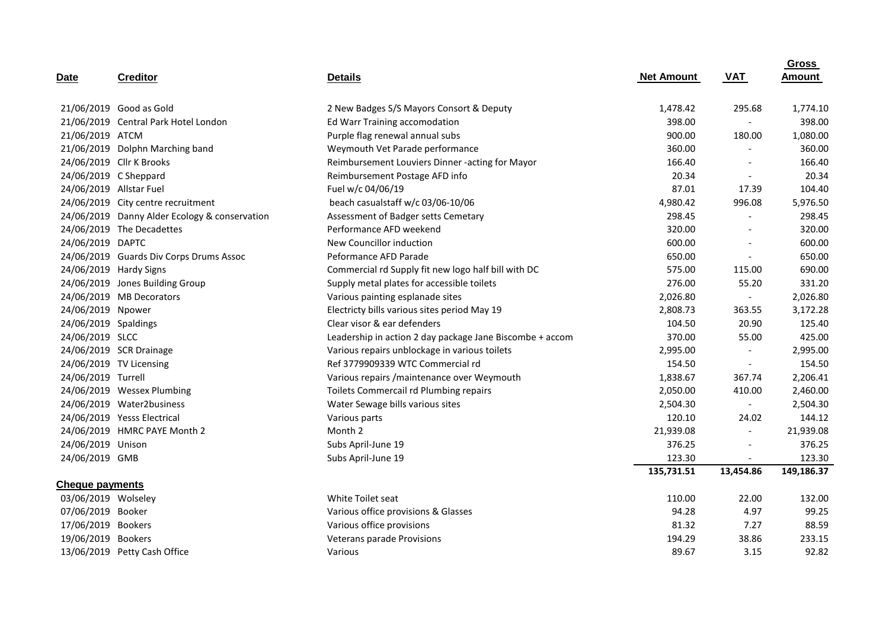| Date | Creditor | Details | Net Amount | VAT | Gross Amount |
|---|---|---|---|---|---|
| 21/06/2019 | Good as Gold | 2 New Badges S/S Mayors Consort & Deputy | 1,478.42 | 295.68 | 1,774.10 |
| 21/06/2019 | Central Park Hotel London | Ed Warr Training accomodation | 398.00 | - | 398.00 |
| 21/06/2019 | ATCM | Purple flag renewal annual subs | 900.00 | 180.00 | 1,080.00 |
| 21/06/2019 | Dolphn Marching band | Weymouth Vet Parade performance | 360.00 | - | 360.00 |
| 24/06/2019 | Cllr K Brooks | Reimbursement Louviers Dinner -acting for Mayor | 166.40 | - | 166.40 |
| 24/06/2019 | C Sheppard | Reimbursement Postage AFD info | 20.34 | - | 20.34 |
| 24/06/2019 | Allstar Fuel | Fuel w/c 04/06/19 | 87.01 | 17.39 | 104.40 |
| 24/06/2019 | City centre recruitment | beach casualstaff w/c 03/06-10/06 | 4,980.42 | 996.08 | 5,976.50 |
| 24/06/2019 | Danny Alder Ecology & conservation | Assessment of Badger setts Cemetary | 298.45 | - | 298.45 |
| 24/06/2019 | The Decadettes | Performance AFD weekend | 320.00 | - | 320.00 |
| 24/06/2019 | DAPTC | New Councillor induction | 600.00 | - | 600.00 |
| 24/06/2019 | Guards Div Corps Drums Assoc | Peformance AFD Parade | 650.00 | - | 650.00 |
| 24/06/2019 | Hardy Signs | Commercial rd Supply fit new logo half bill with DC | 575.00 | 115.00 | 690.00 |
| 24/06/2019 | Jones Building Group | Supply metal plates for accessible toilets | 276.00 | 55.20 | 331.20 |
| 24/06/2019 | MB Decorators | Various painting esplanade sites | 2,026.80 | - | 2,026.80 |
| 24/06/2019 | Npower | Electricty bills various sites period May 19 | 2,808.73 | 363.55 | 3,172.28 |
| 24/06/2019 | Spaldings | Clear visor & ear defenders | 104.50 | 20.90 | 125.40 |
| 24/06/2019 | SLCC | Leadership in action 2 day package Jane Biscombe + accom | 370.00 | 55.00 | 425.00 |
| 24/06/2019 | SCR Drainage | Various repairs unblockage in various toilets | 2,995.00 | - | 2,995.00 |
| 24/06/2019 | TV Licensing | Ref 3779909339 WTC Commercial rd | 154.50 | - | 154.50 |
| 24/06/2019 | Turrell | Various repairs /maintenance over Weymouth | 1,838.67 | 367.74 | 2,206.41 |
| 24/06/2019 | Wessex Plumbing | Toilets Commercail rd Plumbing repairs | 2,050.00 | 410.00 | 2,460.00 |
| 24/06/2019 | Water2business | Water Sewage bills various sites | 2,504.30 | - | 2,504.30 |
| 24/06/2019 | Yesss Electrical | Various parts | 120.10 | 24.02 | 144.12 |
| 24/06/2019 | HMRC PAYE Month 2 | Month 2 | 21,939.08 | - | 21,939.08 |
| 24/06/2019 | Unison | Subs April-June 19 | 376.25 | - | 376.25 |
| 24/06/2019 | GMB | Subs April-June 19 | 123.30 | - | 123.30 |
| | | | **135,731.51** | **13,454.86** | **149,186.37** |
| **Cheque payments** | | | | | |
| 03/06/2019 | Wolseley | White Toilet seat | 110.00 | 22.00 | 132.00 |
| 07/06/2019 | Booker | Various office provisions & Glasses | 94.28 | 4.97 | 99.25 |
| 17/06/2019 | Bookers | Various office provisions | 81.32 | 7.27 | 88.59 |
| 19/06/2019 | Bookers | Veterans parade Provisions | 194.29 | 38.86 | 233.15 |
| 13/06/2019 | Petty Cash Office | Various | 89.67 | 3.15 | 92.82 |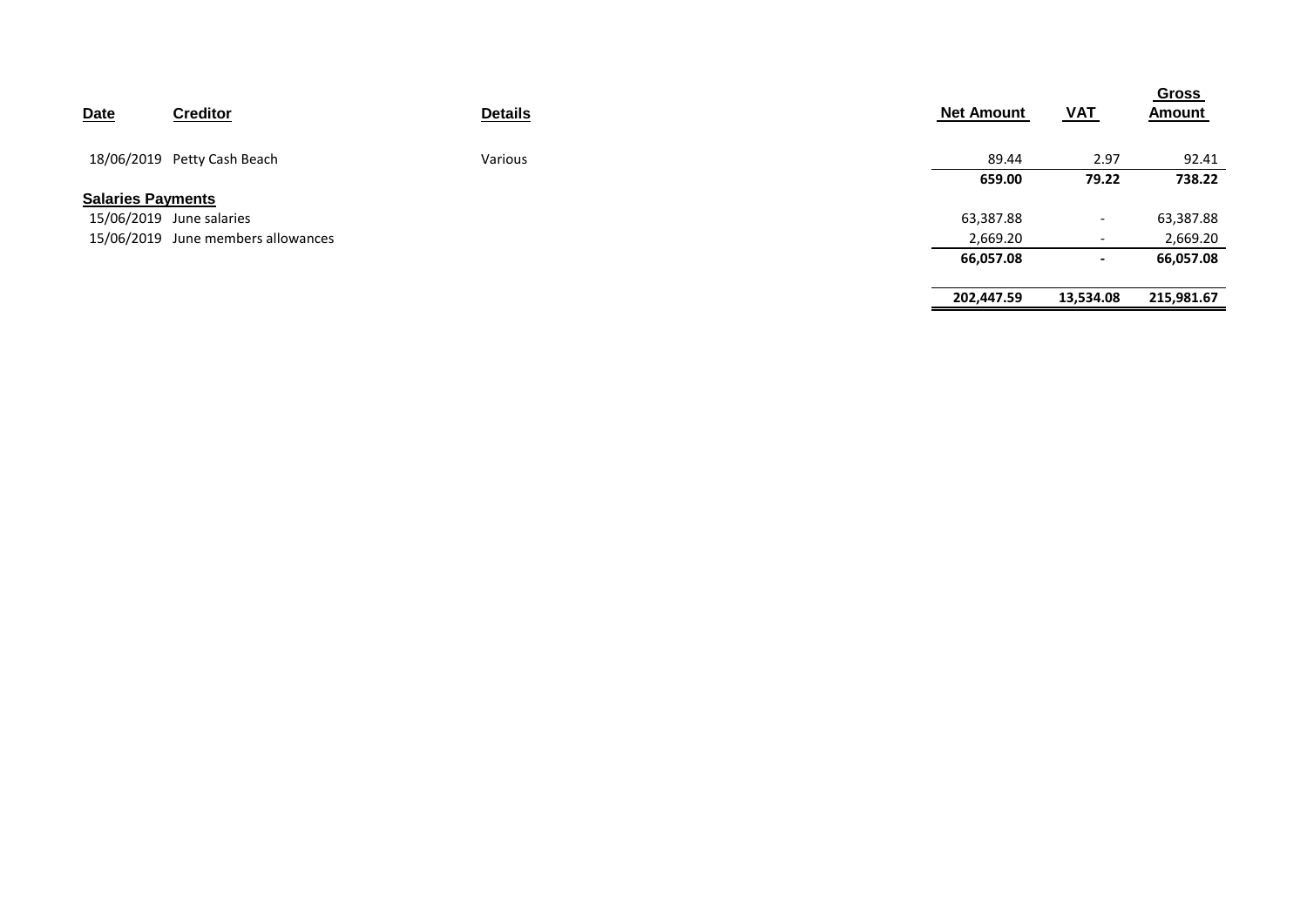| Date | Creditor | Details | Net Amount | VAT | Gross Amount |
|---|---|---|---|---|---|
| 18/06/2019 | Petty Cash Beach | Various | 89.44 | 2.97 | 92.41 |
| | | | **659.00** | **79.22** | **738.22** |
| **Salaries Payments** | | | | | |
| 15/06/2019 | June salaries | | 63,387.88 | - | 63,387.88 |
| 15/06/2019 | June members allowances | | 2,669.20 | - | 2,669.20 |
| | | | **66,057.08** | **-** | **66,057.08** |
| | | | **202,447.59** | **13,534.08** | **215,981.67** |